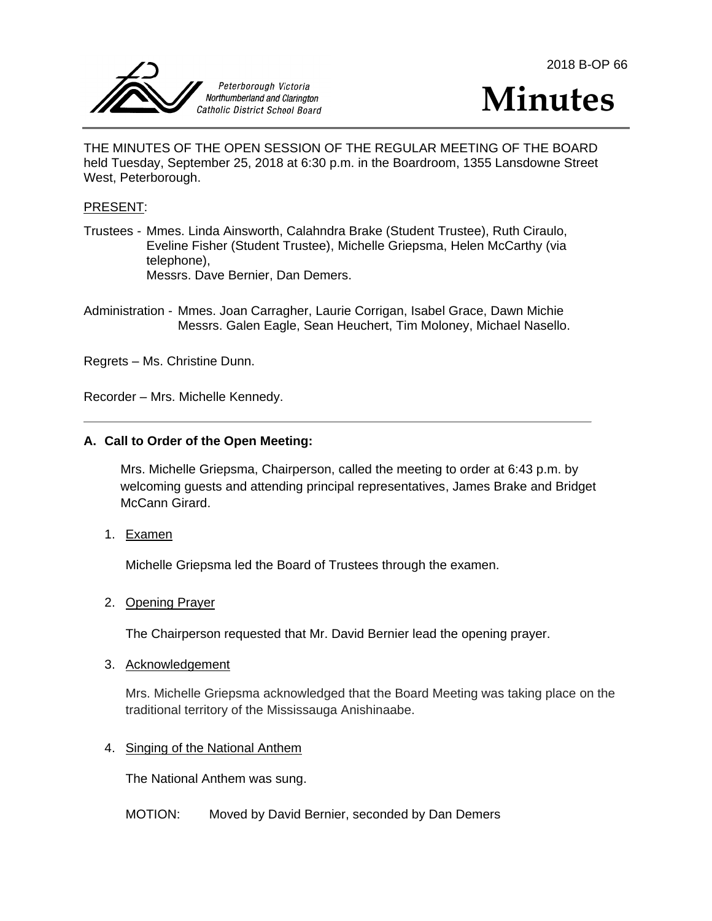Peterborough Victoria Northumberland and Clarington Catholic District School Board

2018 B-OP 66

# Minutes

THE MINUTES OF THE OPEN SESSION OF THE REGULAR MEETING OF THE BOARD held Tuesday, September 25, 2018 at 6:30 p.m. in the Boardroom, 1355 Lansdowne Street West, Peterborough.

PRESENT:

Trustees - Mmes. Linda Ainsworth, Calahndra Brake (Student Trustee), Ruth Ciraulo, Eveline Fisher (Student Trustee), Michelle Griepsma, Helen McCarthy (via telephone),
Messrs. Dave Bernier, Dan Demers.

Administration - Mmes. Joan Carragher, Laurie Corrigan, Isabel Grace, Dawn Michie
Messrs. Galen Eagle, Sean Heuchert, Tim Moloney, Michael Nasello.

Regrets – Ms. Christine Dunn.

Recorder – Mrs. Michelle Kennedy.

---

**A. Call to Order of the Open Meeting:**

Mrs. Michelle Griepsma, Chairperson, called the meeting to order at 6:43 p.m. by welcoming guests and attending principal representatives, James Brake and Bridget McCann Girard.

1. Examen

   Michelle Griepsma led the Board of Trustees through the examen.

2. Opening Prayer

   The Chairperson requested that Mr. David Bernier lead the opening prayer.

3. Acknowledgement

   Mrs. Michelle Griepsma acknowledged that the Board Meeting was taking place on the traditional territory of the Mississauga Anishinaabe.

4. Singing of the National Anthem

   The National Anthem was sung.

   MOTION: Moved by David Bernier, seconded by Dan Demers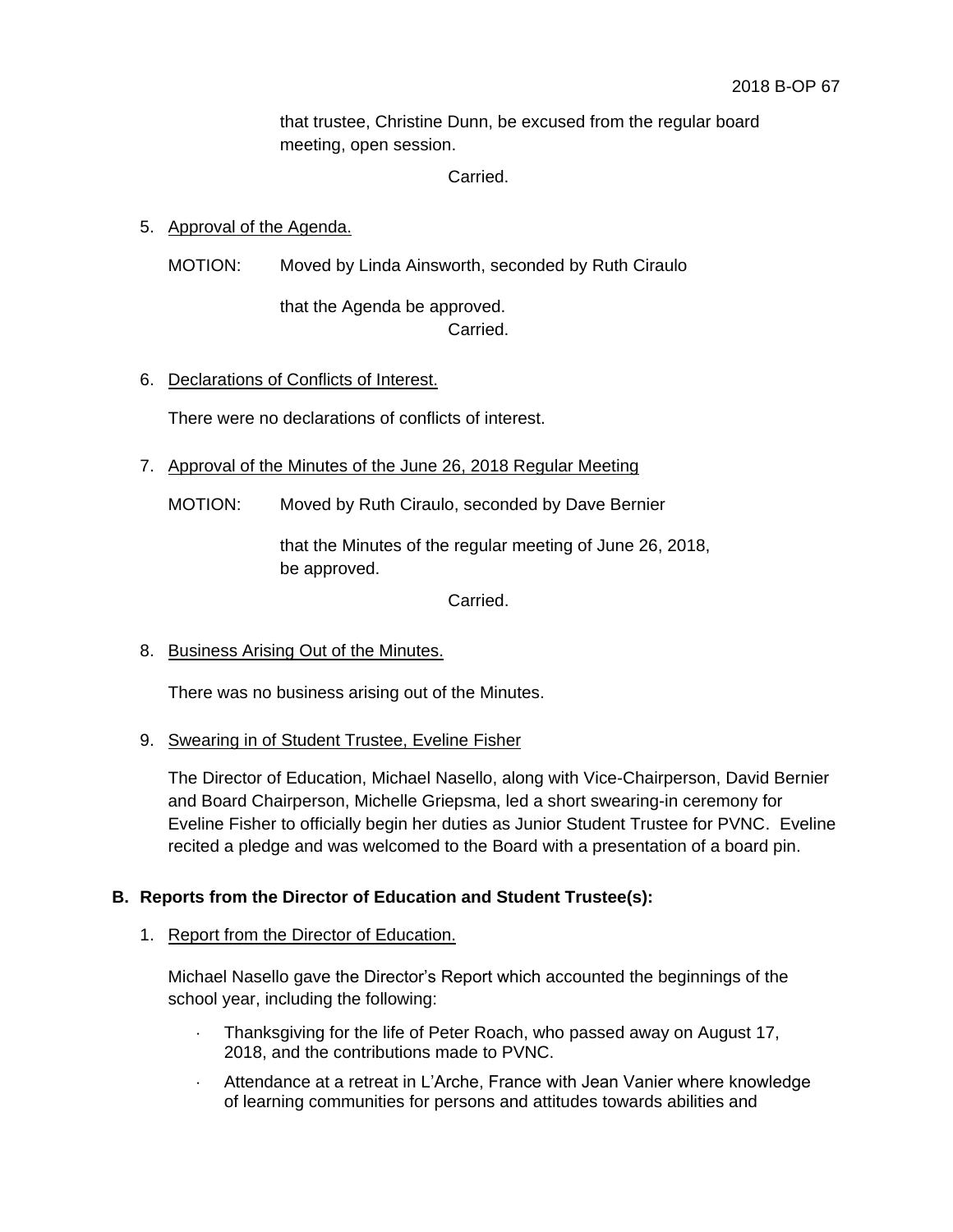that trustee, Christine Dunn, be excused from the regular board meeting, open session.

Carried.

5. Approval of the Agenda.

   MOTION: Moved by Linda Ainsworth, seconded by Ruth Ciraulo

   that the Agenda be approved.

   Carried.

6. Declarations of Conflicts of Interest.

   There were no declarations of conflicts of interest.

7. Approval of the Minutes of the June 26, 2018 Regular Meeting

   MOTION: Moved by Ruth Ciraulo, seconded by Dave Bernier

   that the Minutes of the regular meeting of June 26, 2018, be approved.

   Carried.

8. Business Arising Out of the Minutes.

   There was no business arising out of the Minutes.

9. Swearing in of Student Trustee, Eveline Fisher

   The Director of Education, Michael Nasello, along with Vice-Chairperson, David Bernier and Board Chairperson, Michelle Griepsma, led a short swearing-in ceremony for Eveline Fisher to officially begin her duties as Junior Student Trustee for PVNC. Eveline recited a pledge and was welcomed to the Board with a presentation of a board pin.

## B. Reports from the Director of Education and Student Trustee(s):

1. Report from the Director of Education.

   Michael Nasello gave the Director's Report which accounted the beginnings of the school year, including the following:

   - Thanksgiving for the life of Peter Roach, who passed away on August 17, 2018, and the contributions made to PVNC.
   - Attendance at a retreat in L'Arche, France with Jean Vanier where knowledge of learning communities for persons and attitudes towards abilities and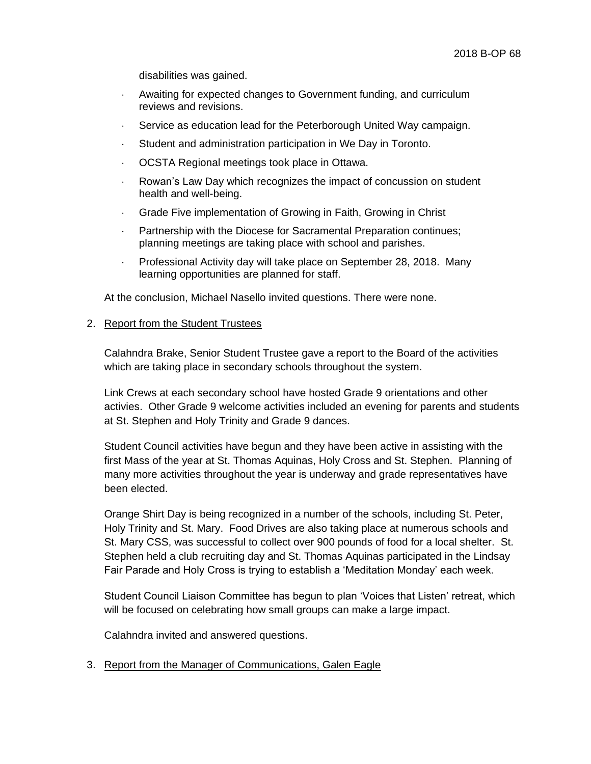disabilities was gained.

- Awaiting for expected changes to Government funding, and curriculum reviews and revisions.
- Service as education lead for the Peterborough United Way campaign.
- Student and administration participation in We Day in Toronto.
- OCSTA Regional meetings took place in Ottawa.
- Rowan's Law Day which recognizes the impact of concussion on student health and well-being.
- Grade Five implementation of Growing in Faith, Growing in Christ
- Partnership with the Diocese for Sacramental Preparation continues; planning meetings are taking place with school and parishes.
- Professional Activity day will take place on September 28, 2018. Many learning opportunities are planned for staff.

At the conclusion, Michael Nasello invited questions. There were none.

2. Report from the Student Trustees

Calahndra Brake, Senior Student Trustee gave a report to the Board of the activities which are taking place in secondary schools throughout the system.

Link Crews at each secondary school have hosted Grade 9 orientations and other activies. Other Grade 9 welcome activities included an evening for parents and students at St. Stephen and Holy Trinity and Grade 9 dances.

Student Council activities have begun and they have been active in assisting with the first Mass of the year at St. Thomas Aquinas, Holy Cross and St. Stephen. Planning of many more activities throughout the year is underway and grade representatives have been elected.

Orange Shirt Day is being recognized in a number of the schools, including St. Peter, Holy Trinity and St. Mary. Food Drives are also taking place at numerous schools and St. Mary CSS, was successful to collect over 900 pounds of food for a local shelter. St. Stephen held a club recruiting day and St. Thomas Aquinas participated in the Lindsay Fair Parade and Holy Cross is trying to establish a 'Meditation Monday' each week.

Student Council Liaison Committee has begun to plan 'Voices that Listen' retreat, which will be focused on celebrating how small groups can make a large impact.

Calahndra invited and answered questions.

3. Report from the Manager of Communications, Galen Eagle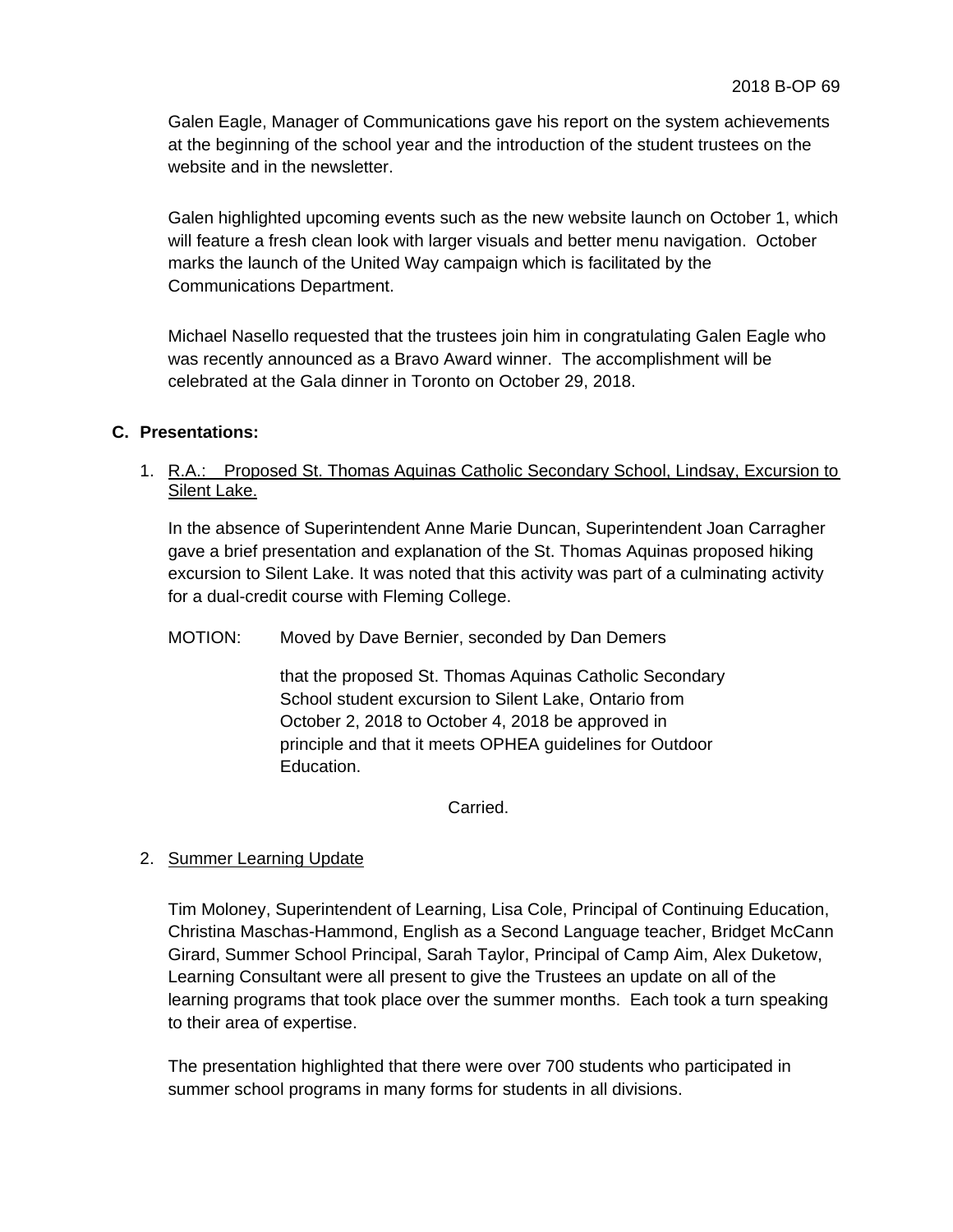Galen Eagle, Manager of Communications gave his report on the system achievements at the beginning of the school year and the introduction of the student trustees on the website and in the newsletter.

Galen highlighted upcoming events such as the new website launch on October 1, which will feature a fresh clean look with larger visuals and better menu navigation. October marks the launch of the United Way campaign which is facilitated by the Communications Department.

Michael Nasello requested that the trustees join him in congratulating Galen Eagle who was recently announced as a Bravo Award winner. The accomplishment will be celebrated at the Gala dinner in Toronto on October 29, 2018.

## C. Presentations:

1. R.A.: Proposed St. Thomas Aquinas Catholic Secondary School, Lindsay, Excursion to Silent Lake.

In the absence of Superintendent Anne Marie Duncan, Superintendent Joan Carragher gave a brief presentation and explanation of the St. Thomas Aquinas proposed hiking excursion to Silent Lake. It was noted that this activity was part of a culminating activity for a dual-credit course with Fleming College.

MOTION: Moved by Dave Bernier, seconded by Dan Demers

> that the proposed St. Thomas Aquinas Catholic Secondary School student excursion to Silent Lake, Ontario from October 2, 2018 to October 4, 2018 be approved in principle and that it meets OPHEA guidelines for Outdoor Education.

Carried.

2. Summer Learning Update

Tim Moloney, Superintendent of Learning, Lisa Cole, Principal of Continuing Education, Christina Maschas-Hammond, English as a Second Language teacher, Bridget McCann Girard, Summer School Principal, Sarah Taylor, Principal of Camp Aim, Alex Duketow, Learning Consultant were all present to give the Trustees an update on all of the learning programs that took place over the summer months. Each took a turn speaking to their area of expertise.

The presentation highlighted that there were over 700 students who participated in summer school programs in many forms for students in all divisions.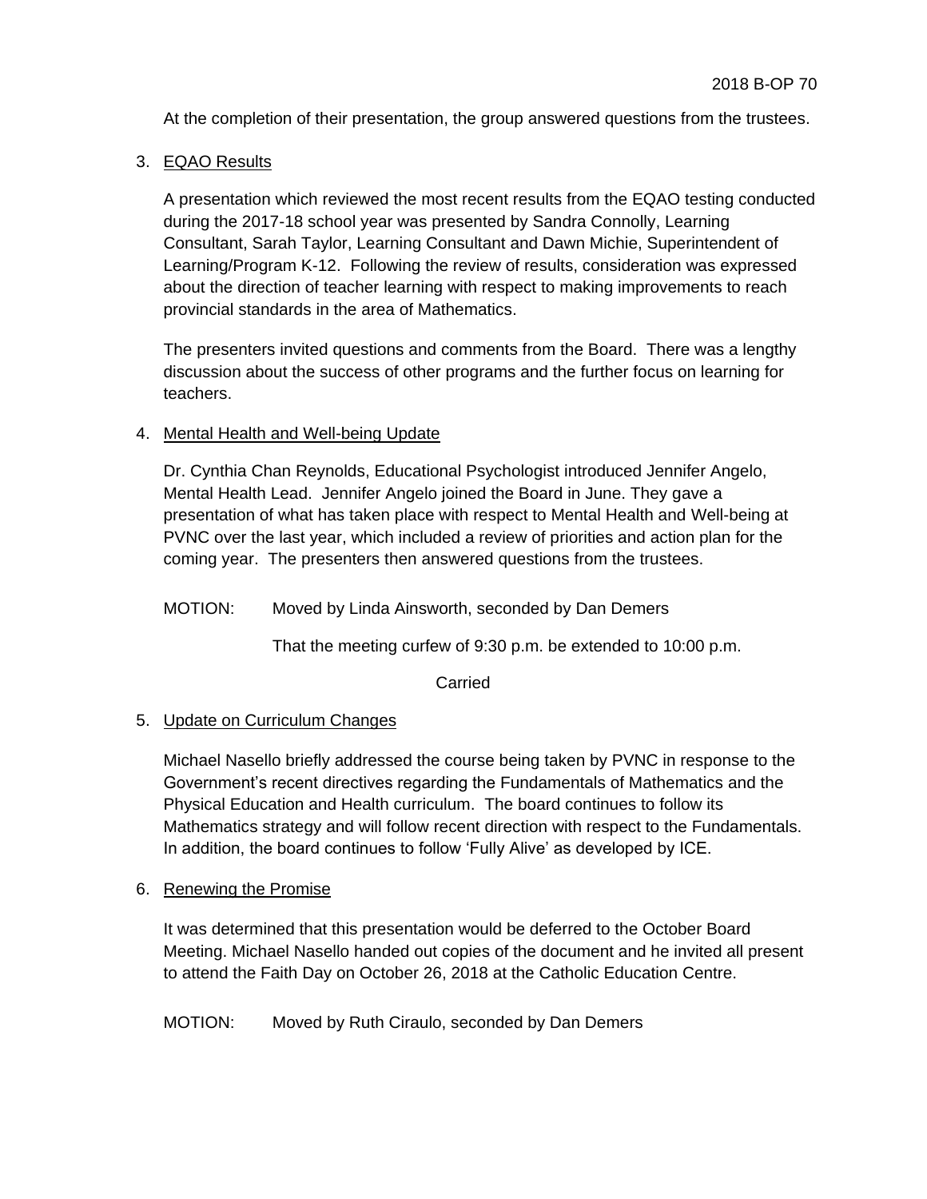At the completion of their presentation, the group answered questions from the trustees.

3. EQAO Results

   A presentation which reviewed the most recent results from the EQAO testing conducted during the 2017-18 school year was presented by Sandra Connolly, Learning Consultant, Sarah Taylor, Learning Consultant and Dawn Michie, Superintendent of Learning/Program K-12. Following the review of results, consideration was expressed about the direction of teacher learning with respect to making improvements to reach provincial standards in the area of Mathematics.

   The presenters invited questions and comments from the Board. There was a lengthy discussion about the success of other programs and the further focus on learning for teachers.

4. Mental Health and Well-being Update

   Dr. Cynthia Chan Reynolds, Educational Psychologist introduced Jennifer Angelo, Mental Health Lead. Jennifer Angelo joined the Board in June. They gave a presentation of what has taken place with respect to Mental Health and Well-being at PVNC over the last year, which included a review of priorities and action plan for the coming year. The presenters then answered questions from the trustees.

   MOTION: Moved by Linda Ainsworth, seconded by Dan Demers

   That the meeting curfew of 9:30 p.m. be extended to 10:00 p.m.

   Carried

5. Update on Curriculum Changes

   Michael Nasello briefly addressed the course being taken by PVNC in response to the Government's recent directives regarding the Fundamentals of Mathematics and the Physical Education and Health curriculum. The board continues to follow its Mathematics strategy and will follow recent direction with respect to the Fundamentals. In addition, the board continues to follow 'Fully Alive' as developed by ICE.

6. Renewing the Promise

   It was determined that this presentation would be deferred to the October Board Meeting. Michael Nasello handed out copies of the document and he invited all present to attend the Faith Day on October 26, 2018 at the Catholic Education Centre.

   MOTION: Moved by Ruth Ciraulo, seconded by Dan Demers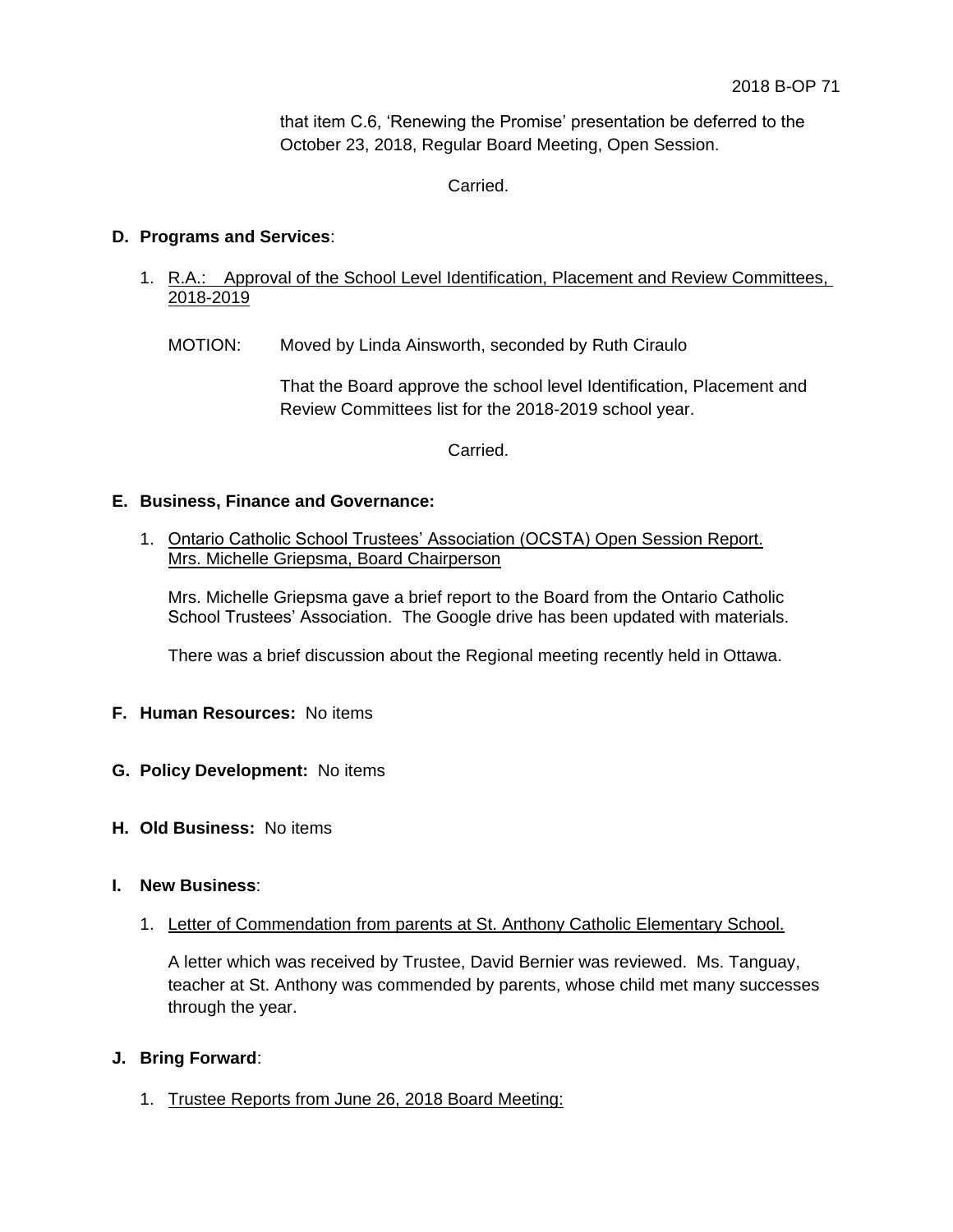that item C.6, 'Renewing the Promise' presentation be deferred to the October 23, 2018, Regular Board Meeting, Open Session.

Carried.

**D. Programs and Services**:

1. R.A.: Approval of the School Level Identification, Placement and Review Committees, 2018-2019

   MOTION: Moved by Linda Ainsworth, seconded by Ruth Ciraulo

   That the Board approve the school level Identification, Placement and Review Committees list for the 2018-2019 school year.

   Carried.

**E. Business, Finance and Governance:**

1. Ontario Catholic School Trustees' Association (OCSTA) Open Session Report. Mrs. Michelle Griepsma, Board Chairperson

   Mrs. Michelle Griepsma gave a brief report to the Board from the Ontario Catholic School Trustees' Association. The Google drive has been updated with materials.

   There was a brief discussion about the Regional meeting recently held in Ottawa.

**F. Human Resources:** No items

**G. Policy Development:** No items

**H. Old Business:** No items

**I. New Business**:

1. Letter of Commendation from parents at St. Anthony Catholic Elementary School.

   A letter which was received by Trustee, David Bernier was reviewed. Ms. Tanguay, teacher at St. Anthony was commended by parents, whose child met many successes through the year.

**J. Bring Forward**:

1. Trustee Reports from June 26, 2018 Board Meeting: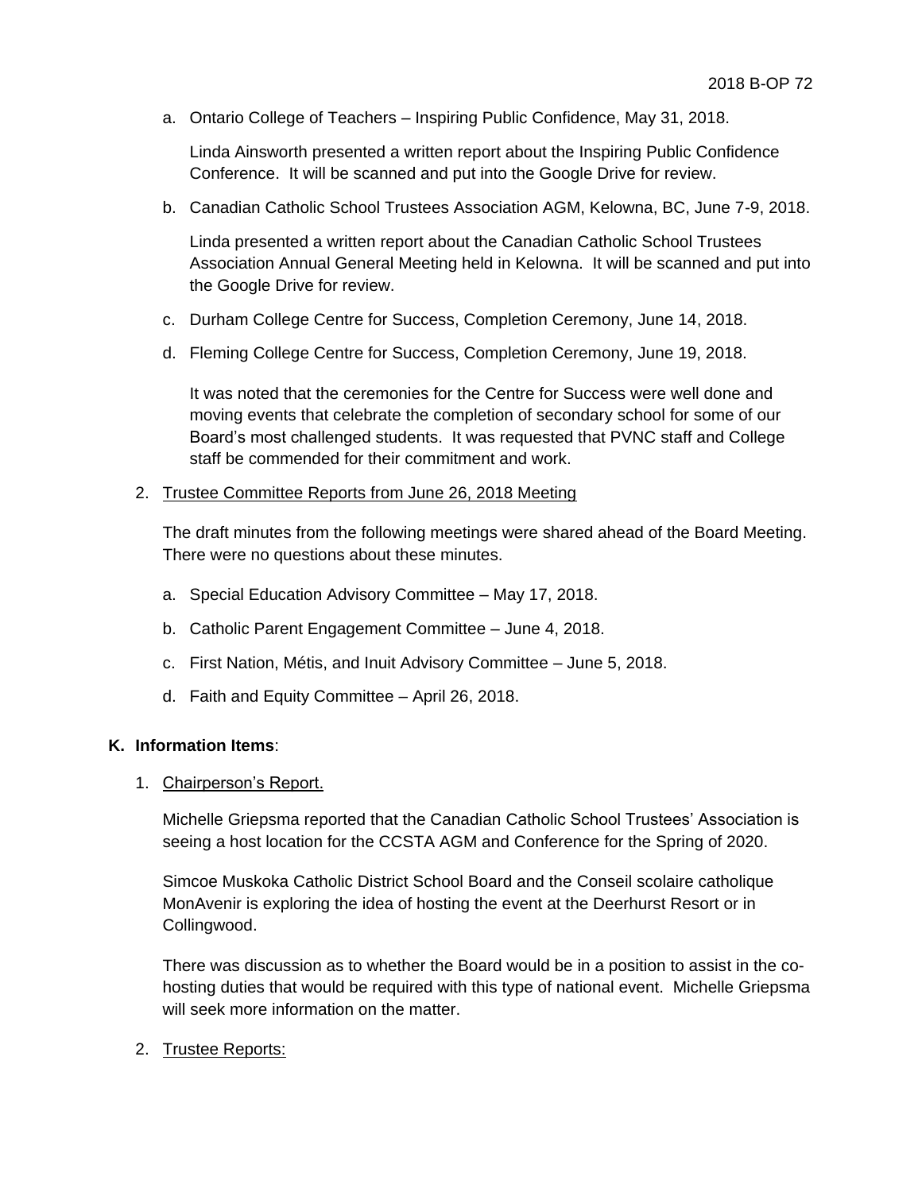a. Ontario College of Teachers – Inspiring Public Confidence, May 31, 2018.

   Linda Ainsworth presented a written report about the Inspiring Public Confidence Conference. It will be scanned and put into the Google Drive for review.

b. Canadian Catholic School Trustees Association AGM, Kelowna, BC, June 7-9, 2018.

   Linda presented a written report about the Canadian Catholic School Trustees Association Annual General Meeting held in Kelowna. It will be scanned and put into the Google Drive for review.

c. Durham College Centre for Success, Completion Ceremony, June 14, 2018.

d. Fleming College Centre for Success, Completion Ceremony, June 19, 2018.

   It was noted that the ceremonies for the Centre for Success were well done and moving events that celebrate the completion of secondary school for some of our Board's most challenged students. It was requested that PVNC staff and College staff be commended for their commitment and work.

2. <u>Trustee Committee Reports from June 26, 2018 Meeting</u>

   The draft minutes from the following meetings were shared ahead of the Board Meeting. There were no questions about these minutes.

   a. Special Education Advisory Committee – May 17, 2018.

   b. Catholic Parent Engagement Committee – June 4, 2018.

   c. First Nation, Métis, and Inuit Advisory Committee – June 5, 2018.

   d. Faith and Equity Committee – April 26, 2018.

**K. Information Items**:

1. <u>Chairperson's Report.</u>

   Michelle Griepsma reported that the Canadian Catholic School Trustees' Association is seeing a host location for the CCSTA AGM and Conference for the Spring of 2020.

   Simcoe Muskoka Catholic District School Board and the Conseil scolaire catholique MonAvenir is exploring the idea of hosting the event at the Deerhurst Resort or in Collingwood.

   There was discussion as to whether the Board would be in a position to assist in the co-hosting duties that would be required with this type of national event. Michelle Griepsma will seek more information on the matter.

2. <u>Trustee Reports:</u>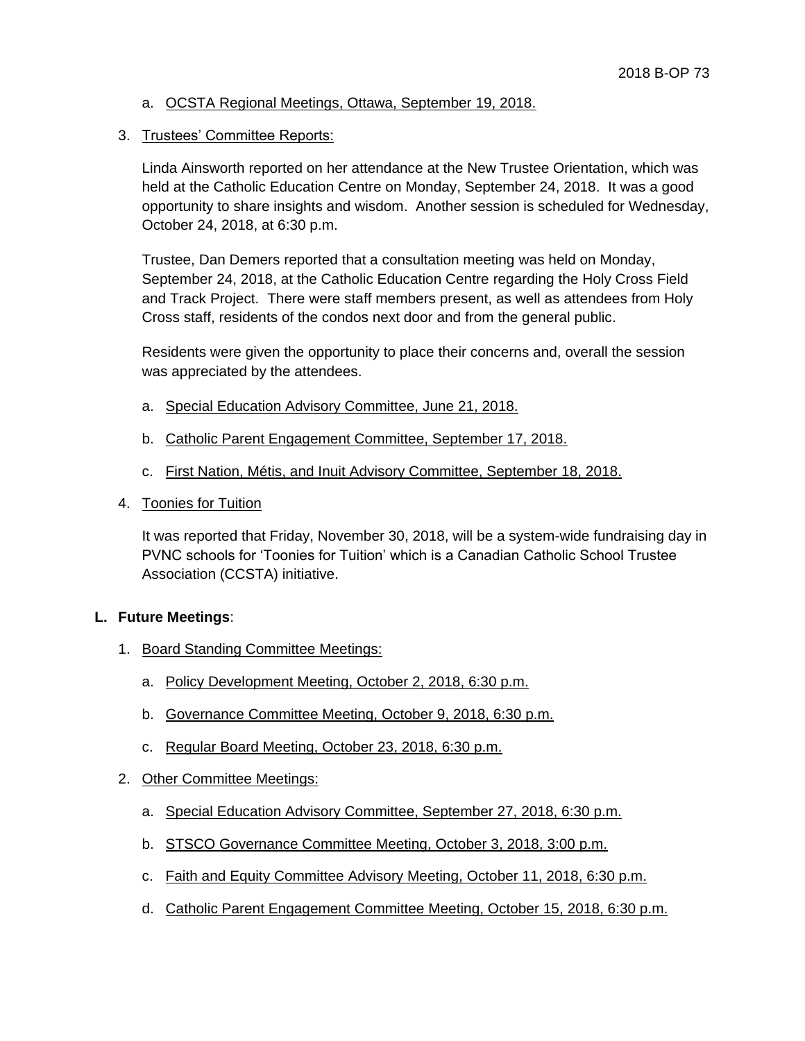a. OCSTA Regional Meetings, Ottawa, September 19, 2018.

3. Trustees' Committee Reports:

   Linda Ainsworth reported on her attendance at the New Trustee Orientation, which was held at the Catholic Education Centre on Monday, September 24, 2018. It was a good opportunity to share insights and wisdom. Another session is scheduled for Wednesday, October 24, 2018, at 6:30 p.m.

   Trustee, Dan Demers reported that a consultation meeting was held on Monday, September 24, 2018, at the Catholic Education Centre regarding the Holy Cross Field and Track Project. There were staff members present, as well as attendees from Holy Cross staff, residents of the condos next door and from the general public.

   Residents were given the opportunity to place their concerns and, overall the session was appreciated by the attendees.

   a. Special Education Advisory Committee, June 21, 2018.

   b. Catholic Parent Engagement Committee, September 17, 2018.

   c. First Nation, Métis, and Inuit Advisory Committee, September 18, 2018.

4. Toonies for Tuition

   It was reported that Friday, November 30, 2018, will be a system-wide fundraising day in PVNC schools for 'Toonies for Tuition' which is a Canadian Catholic School Trustee Association (CCSTA) initiative.

**L. Future Meetings**:

1. Board Standing Committee Meetings:

   a. Policy Development Meeting, October 2, 2018, 6:30 p.m.

   b. Governance Committee Meeting, October 9, 2018, 6:30 p.m.

   c. Regular Board Meeting, October 23, 2018, 6:30 p.m.

2. Other Committee Meetings:

   a. Special Education Advisory Committee, September 27, 2018, 6:30 p.m.

   b. STSCO Governance Committee Meeting, October 3, 2018, 3:00 p.m.

   c. Faith and Equity Committee Advisory Meeting, October 11, 2018, 6:30 p.m.

   d. Catholic Parent Engagement Committee Meeting, October 15, 2018, 6:30 p.m.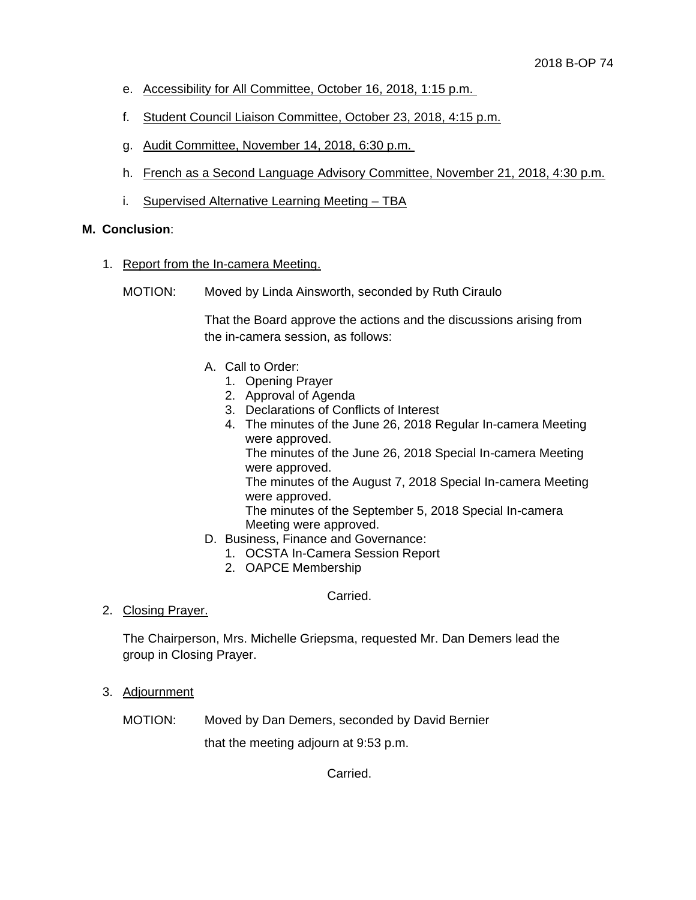e. Accessibility for All Committee, October 16, 2018, 1:15 p.m.

f. Student Council Liaison Committee, October 23, 2018, 4:15 p.m.

g. Audit Committee, November 14, 2018, 6:30 p.m.

h. French as a Second Language Advisory Committee, November 21, 2018, 4:30 p.m.

i. Supervised Alternative Learning Meeting – TBA

**M. Conclusion**:

1. Report from the In-camera Meeting.

   MOTION: Moved by Linda Ainsworth, seconded by Ruth Ciraulo

   That the Board approve the actions and the discussions arising from the in-camera session, as follows:

   A. Call to Order:
      1. Opening Prayer
      2. Approval of Agenda
      3. Declarations of Conflicts of Interest
      4. The minutes of the June 26, 2018 Regular In-camera Meeting were approved.
         The minutes of the June 26, 2018 Special In-camera Meeting were approved.
         The minutes of the August 7, 2018 Special In-camera Meeting were approved.
         The minutes of the September 5, 2018 Special In-camera Meeting were approved.

   D. Business, Finance and Governance:
      1. OCSTA In-Camera Session Report
      2. OAPCE Membership

   Carried.

2. Closing Prayer.

   The Chairperson, Mrs. Michelle Griepsma, requested Mr. Dan Demers lead the group in Closing Prayer.

3. Adjournment

   MOTION: Moved by Dan Demers, seconded by David Bernier

   that the meeting adjourn at 9:53 p.m.

   Carried.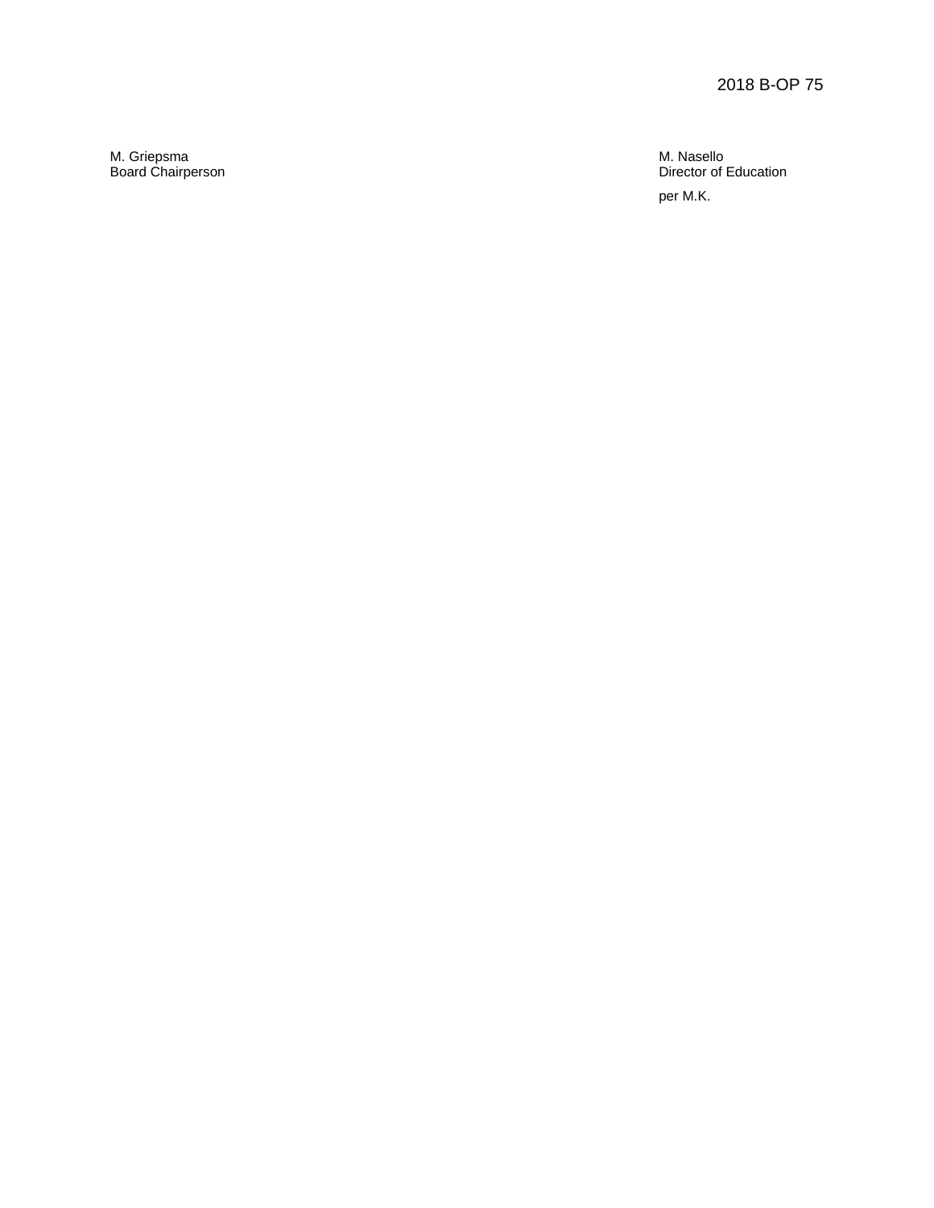M. Griepsma
Board Chairperson

M. Nasello
Director of Education

per M.K.